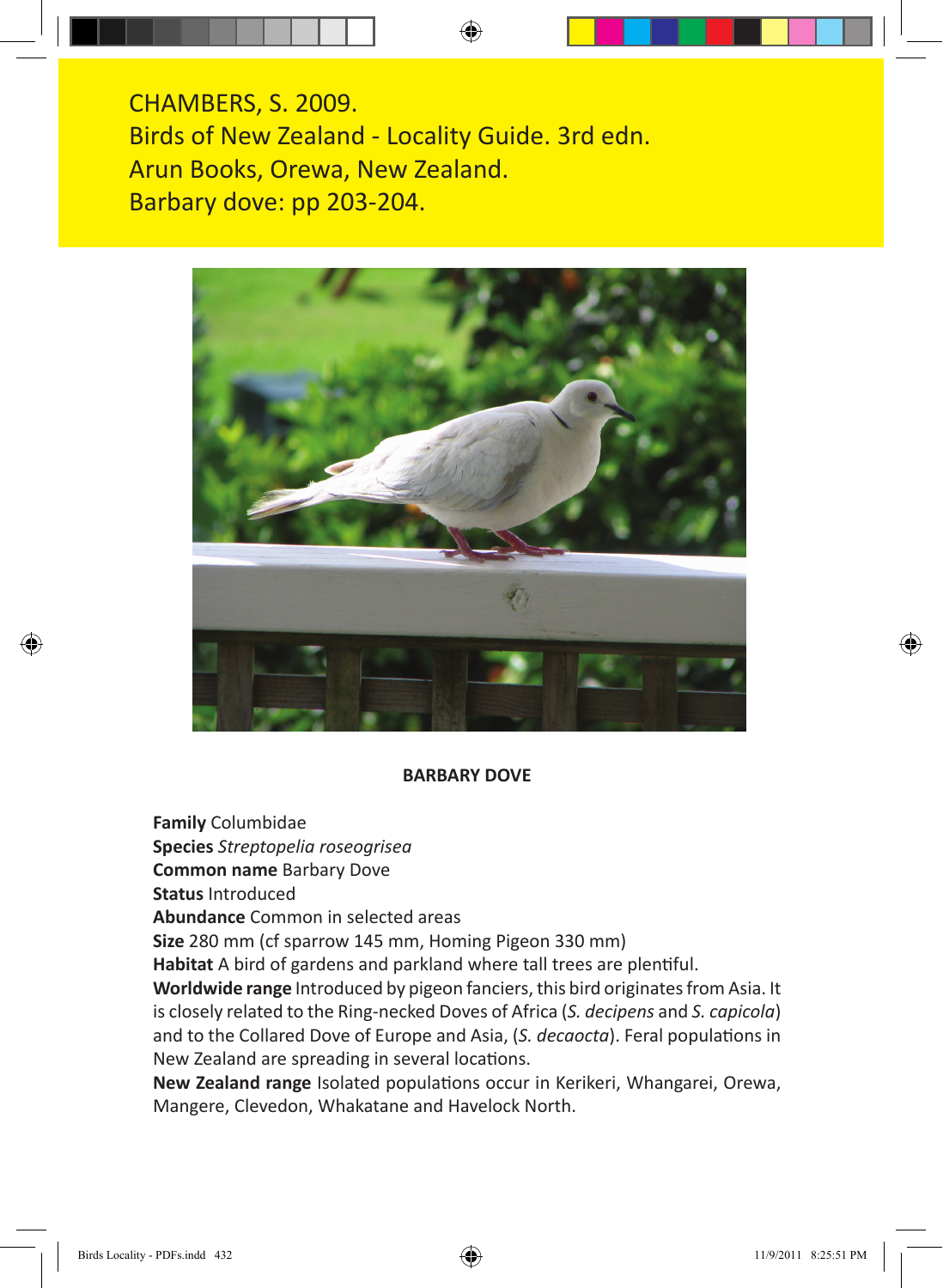CHAMBERS, S. 2009.
Birds of New Zealand - Locality Guide. 3rd edn.
Arun Books, Orewa, New Zealand.
Barbary dove: pp 203-204.

**BARBARY DOVE**

**Family** Columbidae
**Species** *Streptopelia roseogrisea*
**Common name** Barbary Dove
**Status** Introduced
**Abundance** Common in selected areas
**Size** 280 mm (cf sparrow 145 mm, Homing Pigeon 330 mm)
**Habitat** A bird of gardens and parkland where tall trees are plentiful.
**Worldwide range** Introduced by pigeon fanciers, this bird originates from Asia. It is closely related to the Ring-necked Doves of Africa (*S. decipens* and *S. capicola*) and to the Collared Dove of Europe and Asia, (*S. decaocta*). Feral populations in New Zealand are spreading in several locations.
**New Zealand range** Isolated populations occur in Kerikeri, Whangarei, Orewa, Mangere, Clevedon, Whakatane and Havelock North.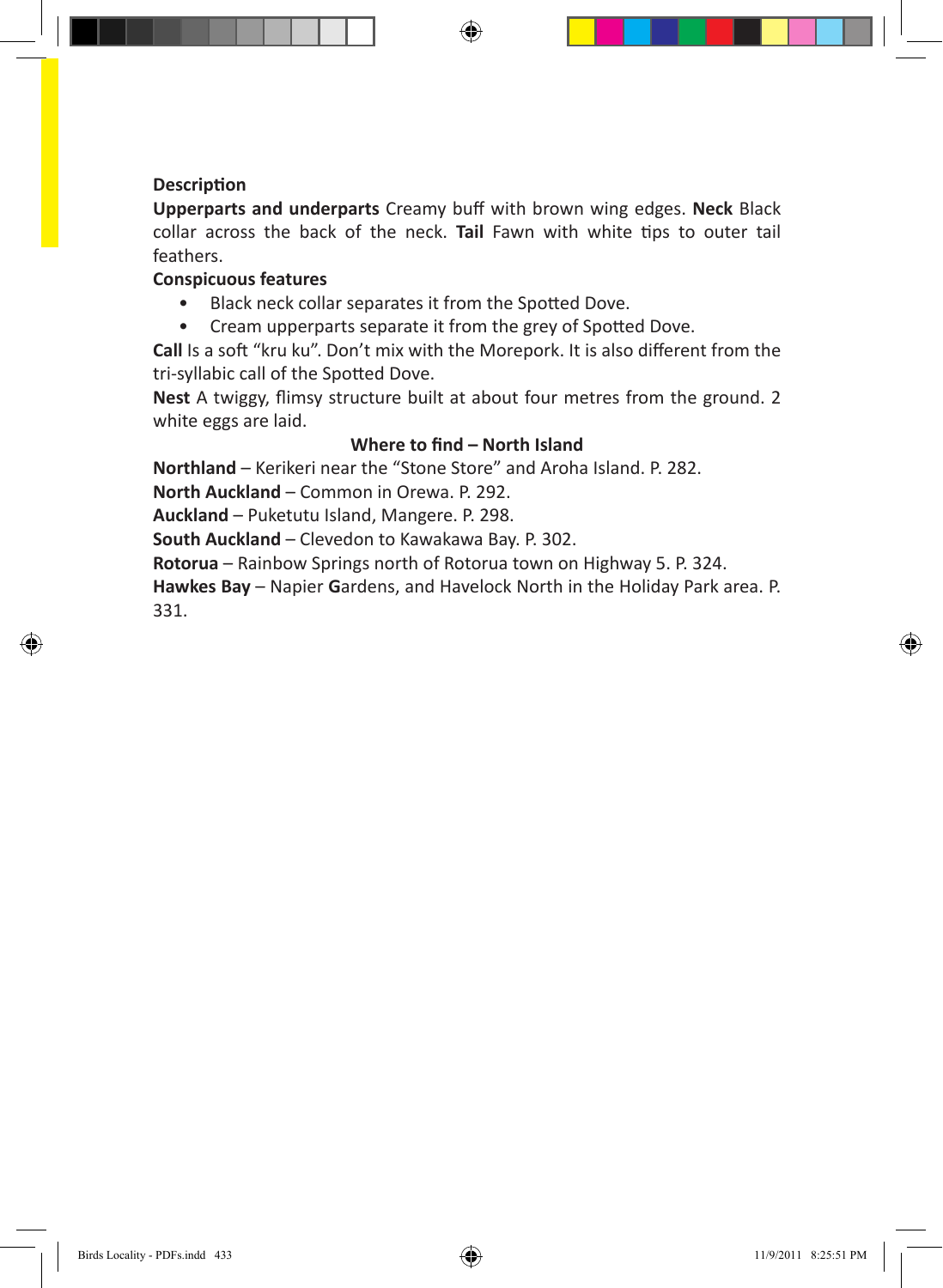**Description**

**Upperparts and underparts** Creamy buff with brown wing edges. **Neck** Black collar across the back of the neck. **Tail** Fawn with white tips to outer tail feathers.

**Conspicuous features**

- Black neck collar separates it from the Spotted Dove.
- Cream upperparts separate it from the grey of Spotted Dove.

**Call** Is a soft "kru ku". Don't mix with the Morepork. It is also different from the tri-syllabic call of the Spotted Dove.

**Nest** A twiggy, flimsy structure built at about four metres from the ground. 2 white eggs are laid.

**Where to find – North Island**

**Northland** – Kerikeri near the "Stone Store" and Aroha Island. P. 282.

**North Auckland** – Common in Orewa. P. 292.

**Auckland** – Puketutu Island, Mangere. P. 298.

**South Auckland** – Clevedon to Kawakawa Bay. P. 302.

**Rotorua** – Rainbow Springs north of Rotorua town on Highway 5. P. 324.

**Hawkes Bay** – Napier **G**ardens, and Havelock North in the Holiday Park area. P. 331.